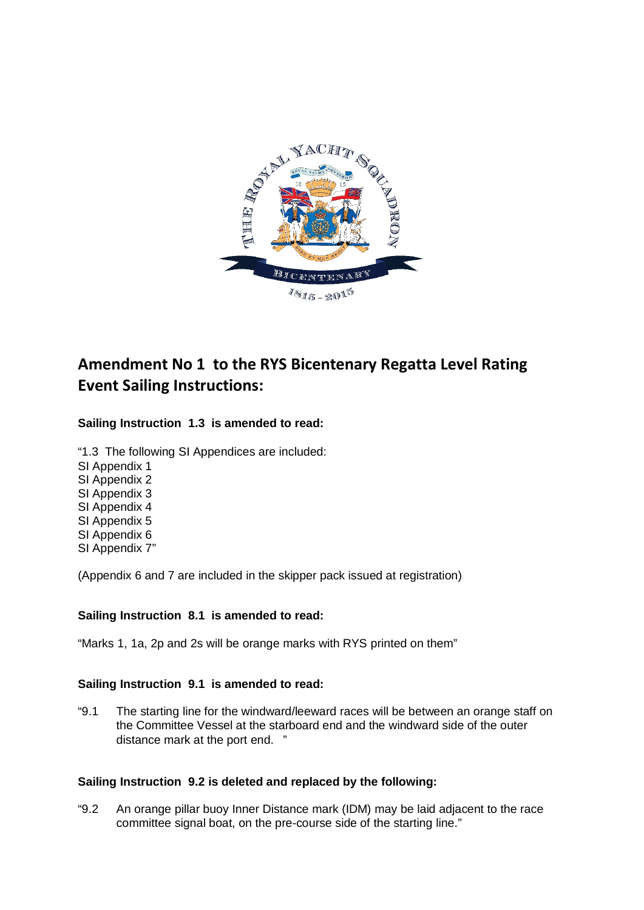# Amendment No 1 to the RYS Bicentenary Regatta Level Rating Event Sailing Instructions:

**Sailing Instruction 1.3 is amended to read:**

"1.3 The following SI Appendices are included:  
SI Appendix 1  
SI Appendix 2  
SI Appendix 3  
SI Appendix 4  
SI Appendix 5  
SI Appendix 6  
SI Appendix 7"

(Appendix 6 and 7 are included in the skipper pack issued at registration)

**Sailing Instruction 8.1 is amended to read:**

"Marks 1, 1a, 2p and 2s will be orange marks with RYS printed on them"

**Sailing Instruction 9.1 is amended to read:**

"9.1 The starting line for the windward/leeward races will be between an orange staff on the Committee Vessel at the starboard end and the windward side of the outer distance mark at the port end. "

**Sailing Instruction 9.2 is deleted and replaced by the following:**

"9.2 An orange pillar buoy Inner Distance mark (IDM) may be laid adjacent to the race committee signal boat, on the pre-course side of the starting line."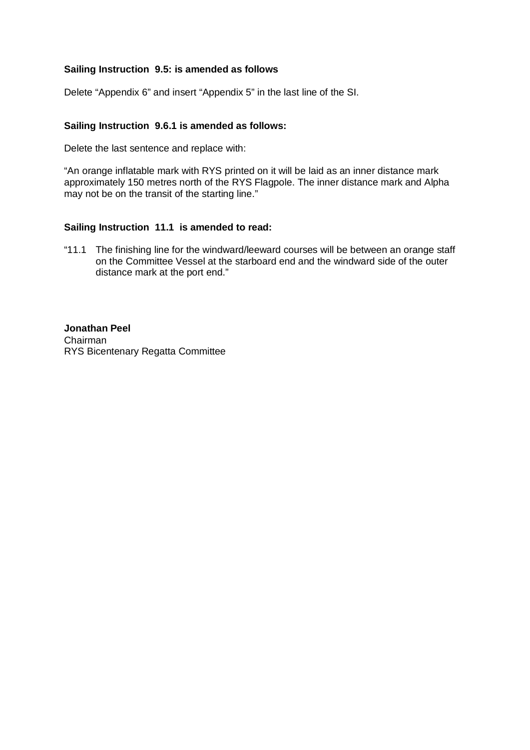**Sailing Instruction 9.5: is amended as follows**

Delete “Appendix 6” and insert “Appendix 5” in the last line of the SI.

**Sailing Instruction 9.6.1 is amended as follows:**

Delete the last sentence and replace with:

“An orange inflatable mark with RYS printed on it will be laid as an inner distance mark approximately 150 metres north of the RYS Flagpole. The inner distance mark and Alpha may not be on the transit of the starting line.”

**Sailing Instruction 11.1 is amended to read:**

“11.1 The finishing line for the windward/leeward courses will be between an orange staff on the Committee Vessel at the starboard end and the windward side of the outer distance mark at the port end.”

**Jonathan Peel**
Chairman
RYS Bicentenary Regatta Committee